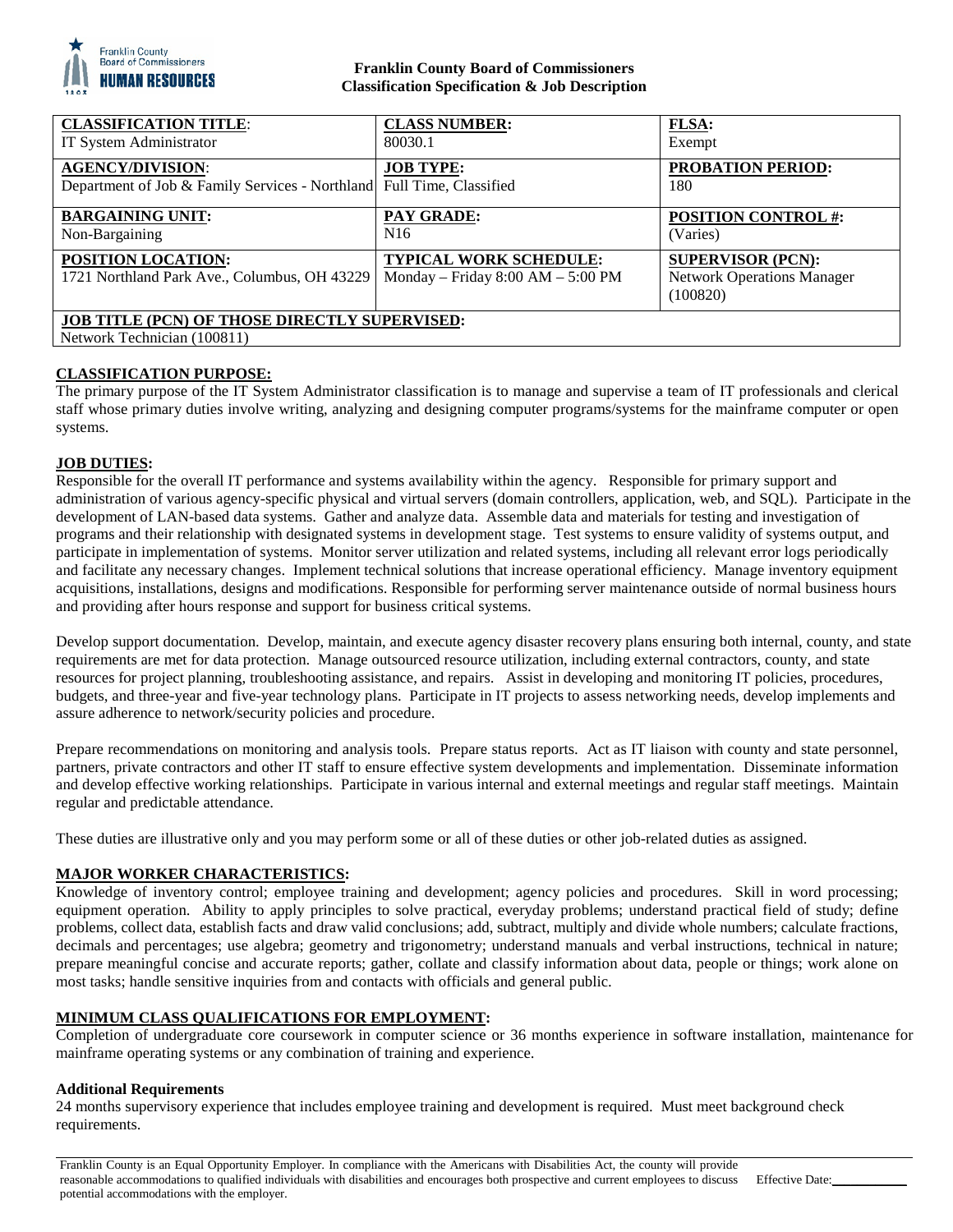**Franklin County Board of Commissioners**
**Classification Specification & Job Description**

| **CLASSIFICATION TITLE**: | **CLASS NUMBER:** | **FLSA:** |
|---|---|---|
| IT System Administrator | 80030.1 | Exempt |
| **AGENCY/DIVISION**: Department of Job & Family Services - Northland | **JOB TYPE:** Full Time, Classified | **PROBATION PERIOD:** 180 |
| **BARGAINING UNIT:** Non-Bargaining | **PAY GRADE:** N16 | **POSITION CONTROL #:** (Varies) |
| **POSITION LOCATION:** 1721 Northland Park Ave., Columbus, OH 43229 | **TYPICAL WORK SCHEDULE:** Monday – Friday 8:00 AM – 5:00 PM | **SUPERVISOR (PCN):** Network Operations Manager (100820) |
| **JOB TITLE (PCN) OF THOSE DIRECTLY SUPERVISED:** Network Technician (100811) | | |

## CLASSIFICATION PURPOSE:

The primary purpose of the IT System Administrator classification is to manage and supervise a team of IT professionals and clerical staff whose primary duties involve writing, analyzing and designing computer programs/systems for the mainframe computer or open systems.

## JOB DUTIES:

Responsible for the overall IT performance and systems availability within the agency. Responsible for primary support and administration of various agency-specific physical and virtual servers (domain controllers, application, web, and SQL). Participate in the development of LAN-based data systems. Gather and analyze data. Assemble data and materials for testing and investigation of programs and their relationship with designated systems in development stage. Test systems to ensure validity of systems output, and participate in implementation of systems. Monitor server utilization and related systems, including all relevant error logs periodically and facilitate any necessary changes. Implement technical solutions that increase operational efficiency. Manage inventory equipment acquisitions, installations, designs and modifications. Responsible for performing server maintenance outside of normal business hours and providing after hours response and support for business critical systems.

Develop support documentation. Develop, maintain, and execute agency disaster recovery plans ensuring both internal, county, and state requirements are met for data protection. Manage outsourced resource utilization, including external contractors, county, and state resources for project planning, troubleshooting assistance, and repairs. Assist in developing and monitoring IT policies, procedures, budgets, and three-year and five-year technology plans. Participate in IT projects to assess networking needs, develop implements and assure adherence to network/security policies and procedure.

Prepare recommendations on monitoring and analysis tools. Prepare status reports. Act as IT liaison with county and state personnel, partners, private contractors and other IT staff to ensure effective system developments and implementation. Disseminate information and develop effective working relationships. Participate in various internal and external meetings and regular staff meetings. Maintain regular and predictable attendance.

These duties are illustrative only and you may perform some or all of these duties or other job-related duties as assigned.

## MAJOR WORKER CHARACTERISTICS:

Knowledge of inventory control; employee training and development; agency policies and procedures. Skill in word processing; equipment operation. Ability to apply principles to solve practical, everyday problems; understand practical field of study; define problems, collect data, establish facts and draw valid conclusions; add, subtract, multiply and divide whole numbers; calculate fractions, decimals and percentages; use algebra; geometry and trigonometry; understand manuals and verbal instructions, technical in nature; prepare meaningful concise and accurate reports; gather, collate and classify information about data, people or things; work alone on most tasks; handle sensitive inquiries from and contacts with officials and general public.

## MINIMUM CLASS QUALIFICATIONS FOR EMPLOYMENT:

Completion of undergraduate core coursework in computer science or 36 months experience in software installation, maintenance for mainframe operating systems or any combination of training and experience.

### Additional Requirements

24 months supervisory experience that includes employee training and development is required. Must meet background check requirements.

Franklin County is an Equal Opportunity Employer. In compliance with the Americans with Disabilities Act, the county will provide reasonable accommodations to qualified individuals with disabilities and encourages both prospective and current employees to discuss potential accommodations with the employer.

Effective Date:\_\_\_\_\_\_\_\_\_\_\_\_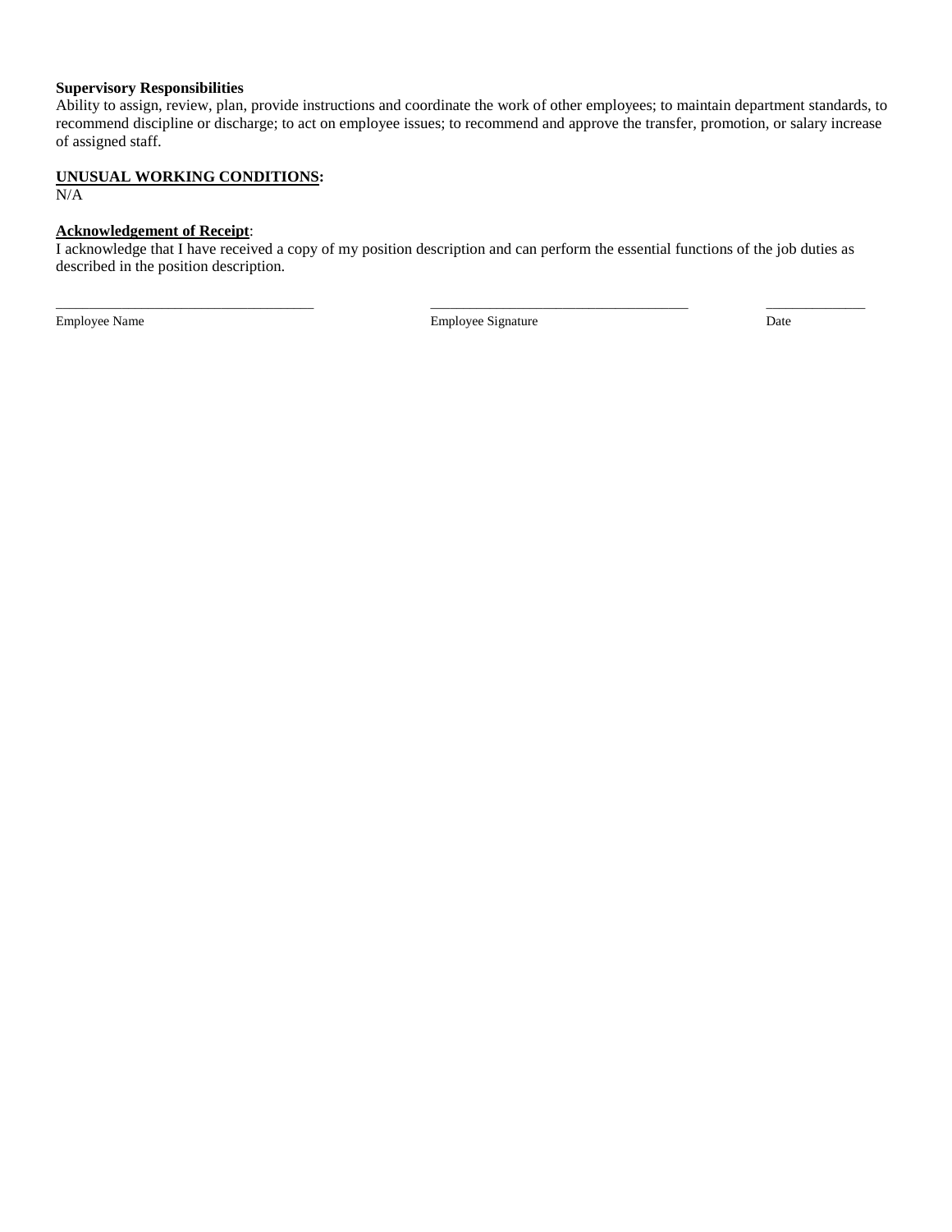**Supervisory Responsibilities**
Ability to assign, review, plan, provide instructions and coordinate the work of other employees; to maintain department standards, to recommend discipline or discharge; to act on employee issues; to recommend and approve the transfer, promotion, or salary increase of assigned staff.

**UNUSUAL WORKING CONDITIONS:**
N/A

**Acknowledgement of Receipt**:
I acknowledge that I have received a copy of my position description and can perform the essential functions of the job duties as described in the position description.

| | | |
|---|---|---|
| ____________________________________ | ____________________________________ | ______________ |
| Employee Name | Employee Signature | Date |